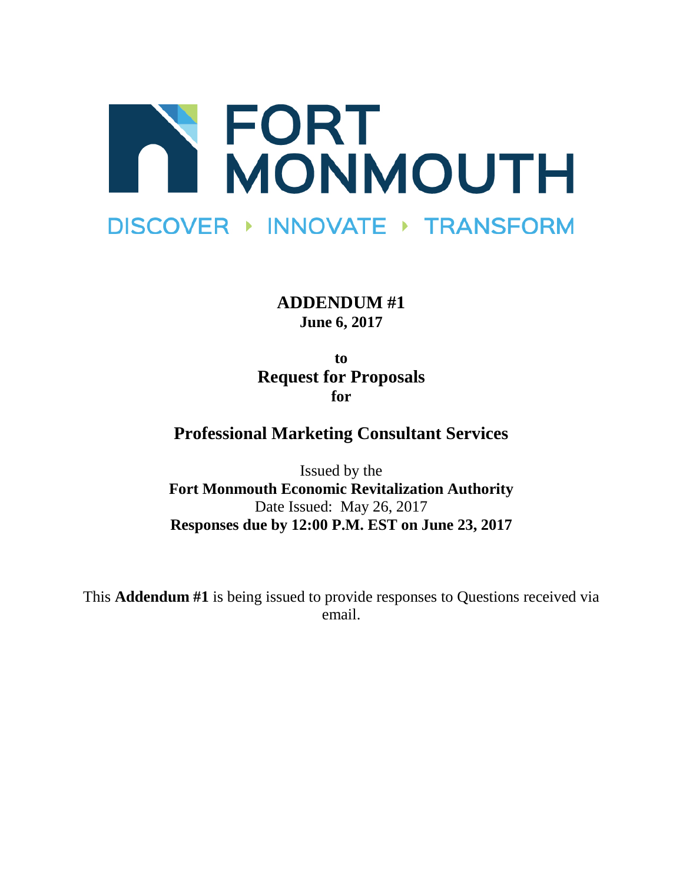FORT MONMOUTH

DISCOVER ▸ INNOVATE ▸ TRANSFORM

# ADDENDUM #1
**June 6, 2017**

**to**
## Request for Proposals
**for**

## Professional Marketing Consultant Services

Issued by the
**Fort Monmouth Economic Revitalization Authority**
Date Issued: May 26, 2017
**Responses due by 12:00 P.M. EST on June 23, 2017**

This **Addendum #1** is being issued to provide responses to Questions received via email.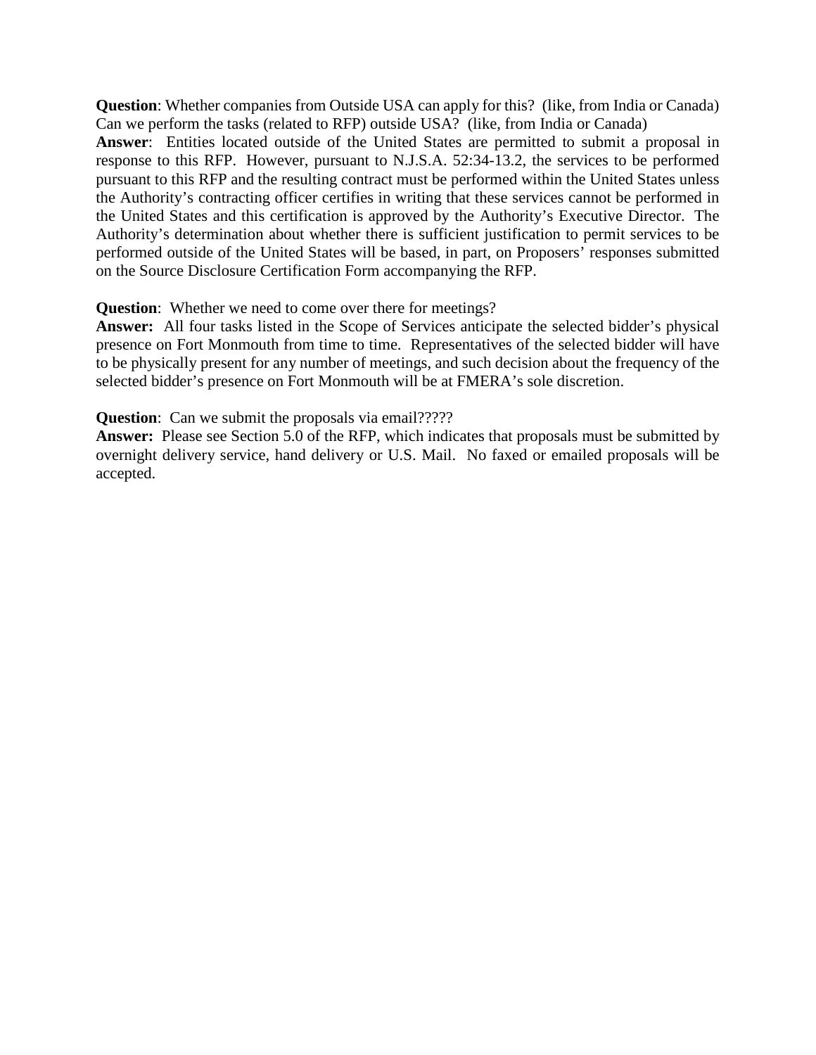**Question**: Whether companies from Outside USA can apply for this? (like, from India or Canada) Can we perform the tasks (related to RFP) outside USA? (like, from India or Canada)

**Answer**: Entities located outside of the United States are permitted to submit a proposal in response to this RFP. However, pursuant to N.J.S.A. 52:34-13.2, the services to be performed pursuant to this RFP and the resulting contract must be performed within the United States unless the Authority's contracting officer certifies in writing that these services cannot be performed in the United States and this certification is approved by the Authority's Executive Director. The Authority's determination about whether there is sufficient justification to permit services to be performed outside of the United States will be based, in part, on Proposers' responses submitted on the Source Disclosure Certification Form accompanying the RFP.

**Question**: Whether we need to come over there for meetings?

**Answer:** All four tasks listed in the Scope of Services anticipate the selected bidder's physical presence on Fort Monmouth from time to time. Representatives of the selected bidder will have to be physically present for any number of meetings, and such decision about the frequency of the selected bidder's presence on Fort Monmouth will be at FMERA's sole discretion.

**Question**: Can we submit the proposals via email?????

**Answer:** Please see Section 5.0 of the RFP, which indicates that proposals must be submitted by overnight delivery service, hand delivery or U.S. Mail. No faxed or emailed proposals will be accepted.